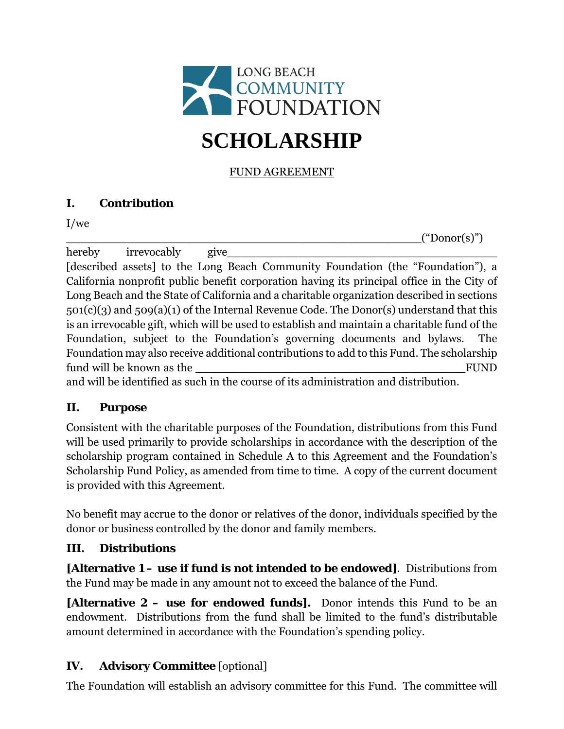LONG BEACH COMMUNITY FOUNDATION

# SCHOLARSHIP

FUND AGREEMENT

## I. Contribution

I/we ___________________________________________________("Donor(s)") hereby irrevocably give_________________________________________ [described assets] to the Long Beach Community Foundation (the "Foundation"), a California nonprofit public benefit corporation having its principal office in the City of Long Beach and the State of California and a charitable organization described in sections 501(c)(3) and 509(a)(1) of the Internal Revenue Code. The Donor(s) understand that this is an irrevocable gift, which will be used to establish and maintain a charitable fund of the Foundation, subject to the Foundation's governing documents and bylaws. The Foundation may also receive additional contributions to add to this Fund. The scholarship fund will be known as the _________________________________________FUND and will be identified as such in the course of its administration and distribution.

## II. Purpose

Consistent with the charitable purposes of the Foundation, distributions from this Fund will be used primarily to provide scholarships in accordance with the description of the scholarship program contained in Schedule A to this Agreement and the Foundation's Scholarship Fund Policy, as amended from time to time. A copy of the current document is provided with this Agreement.

No benefit may accrue to the donor or relatives of the donor, individuals specified by the donor or business controlled by the donor and family members.

## III. Distributions

**[Alternative 1 – use if fund is not intended to be endowed]**. Distributions from the Fund may be made in any amount not to exceed the balance of the Fund.

**[Alternative 2 – use for endowed funds].** Donor intends this Fund to be an endowment. Distributions from the fund shall be limited to the fund's distributable amount determined in accordance with the Foundation's spending policy.

## IV. Advisory Committee [optional]

The Foundation will establish an advisory committee for this Fund. The committee will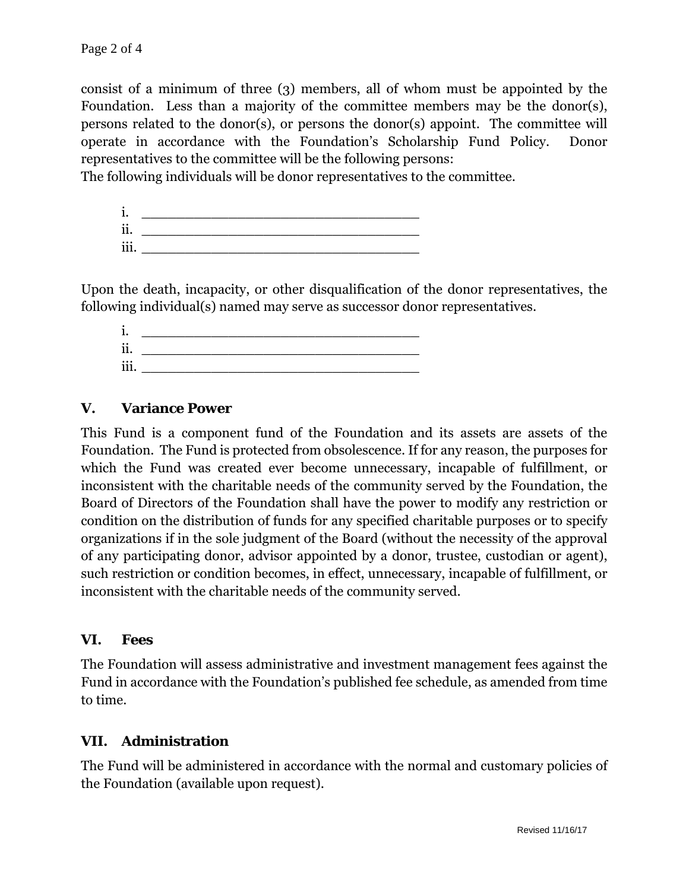consist of a minimum of three (3) members, all of whom must be appointed by the Foundation. Less than a majority of the committee members may be the donor(s), persons related to the donor(s), or persons the donor(s) appoint. The committee will operate in accordance with the Foundation's Scholarship Fund Policy. Donor representatives to the committee will be the following persons:
The following individuals will be donor representatives to the committee.

i. ___________________________________
ii. ___________________________________
iii. ___________________________________

Upon the death, incapacity, or other disqualification of the donor representatives, the following individual(s) named may serve as successor donor representatives.

i. ___________________________________
ii. ___________________________________
iii. ___________________________________

## V. Variance Power

This Fund is a component fund of the Foundation and its assets are assets of the Foundation. The Fund is protected from obsolescence. If for any reason, the purposes for which the Fund was created ever become unnecessary, incapable of fulfillment, or inconsistent with the charitable needs of the community served by the Foundation, the Board of Directors of the Foundation shall have the power to modify any restriction or condition on the distribution of funds for any specified charitable purposes or to specify organizations if in the sole judgment of the Board (without the necessity of the approval of any participating donor, advisor appointed by a donor, trustee, custodian or agent), such restriction or condition becomes, in effect, unnecessary, incapable of fulfillment, or inconsistent with the charitable needs of the community served.

## VI. Fees

The Foundation will assess administrative and investment management fees against the Fund in accordance with the Foundation's published fee schedule, as amended from time to time.

## VII. Administration

The Fund will be administered in accordance with the normal and customary policies of the Foundation (available upon request).

Revised 11/16/17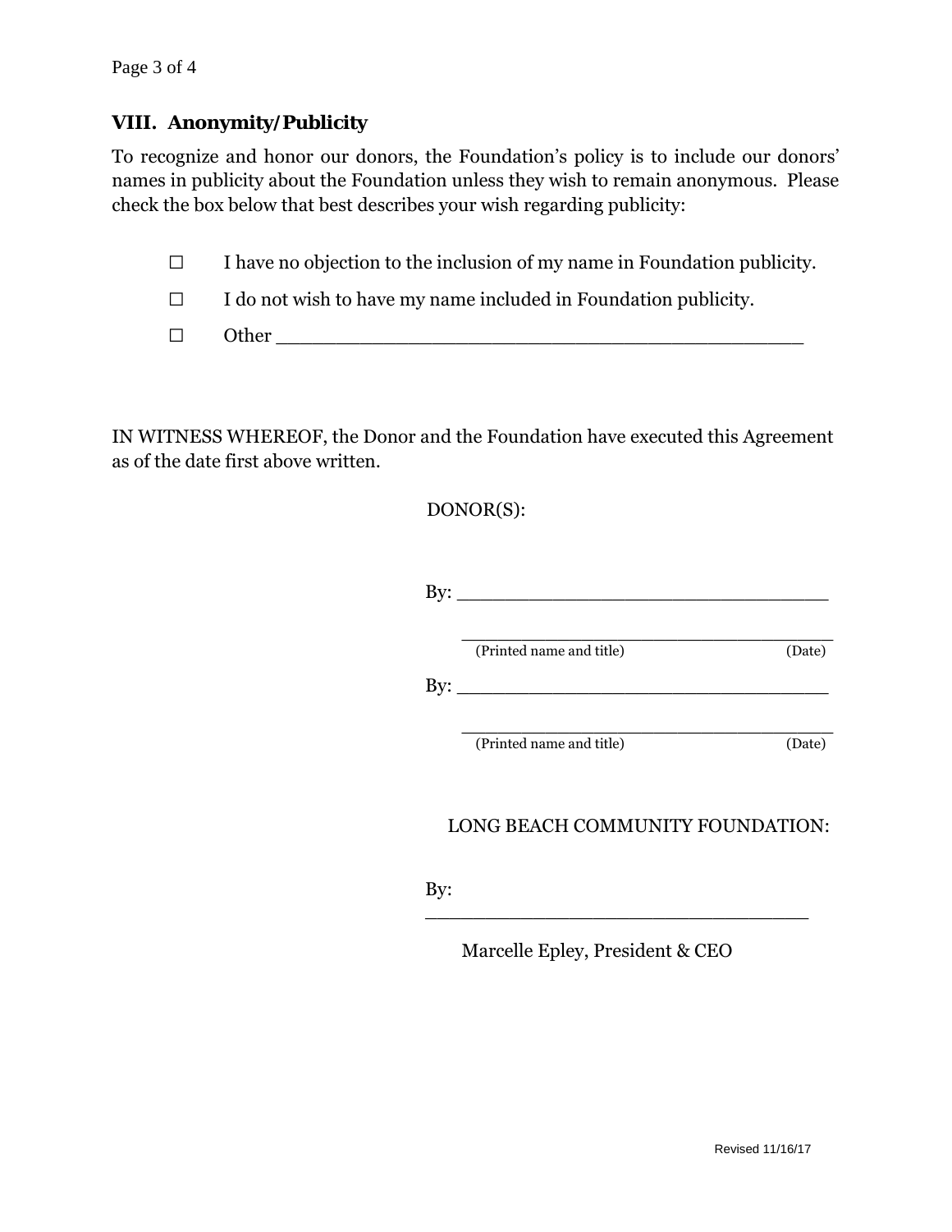## VIII. Anonymity/Publicity

To recognize and honor our donors, the Foundation's policy is to include our donors' names in publicity about the Foundation unless they wish to remain anonymous. Please check the box below that best describes your wish regarding publicity:

☐ I have no objection to the inclusion of my name in Foundation publicity.

☐ I do not wish to have my name included in Foundation publicity.

☐ Other ______________________________________________

IN WITNESS WHEREOF, the Donor and the Foundation have executed this Agreement as of the date first above written.

DONOR(S):

By: _________________________________

_________________________________
(Printed name and title) (Date)

By: _________________________________

_________________________________
(Printed name and title) (Date)

LONG BEACH COMMUNITY FOUNDATION:

By:
_________________________________

Marcelle Epley, President & CEO

Revised 11/16/17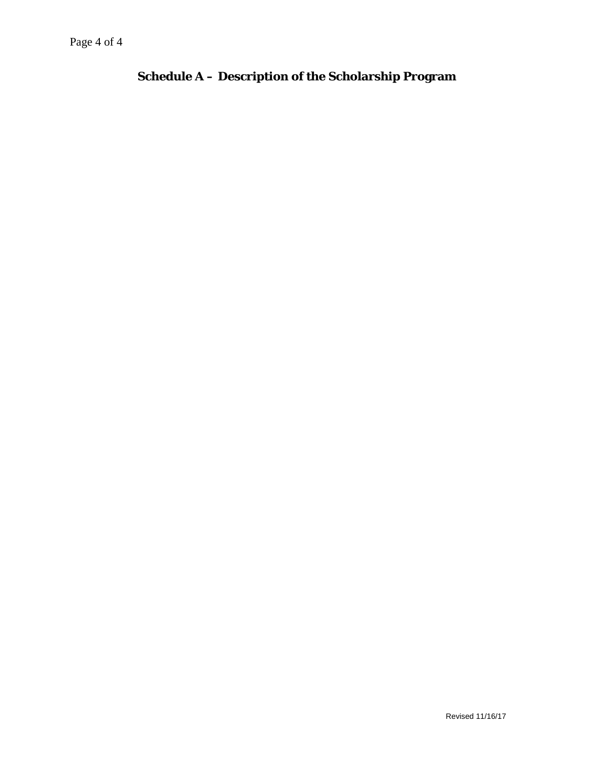## Schedule A – Description of the Scholarship Program

Revised 11/16/17